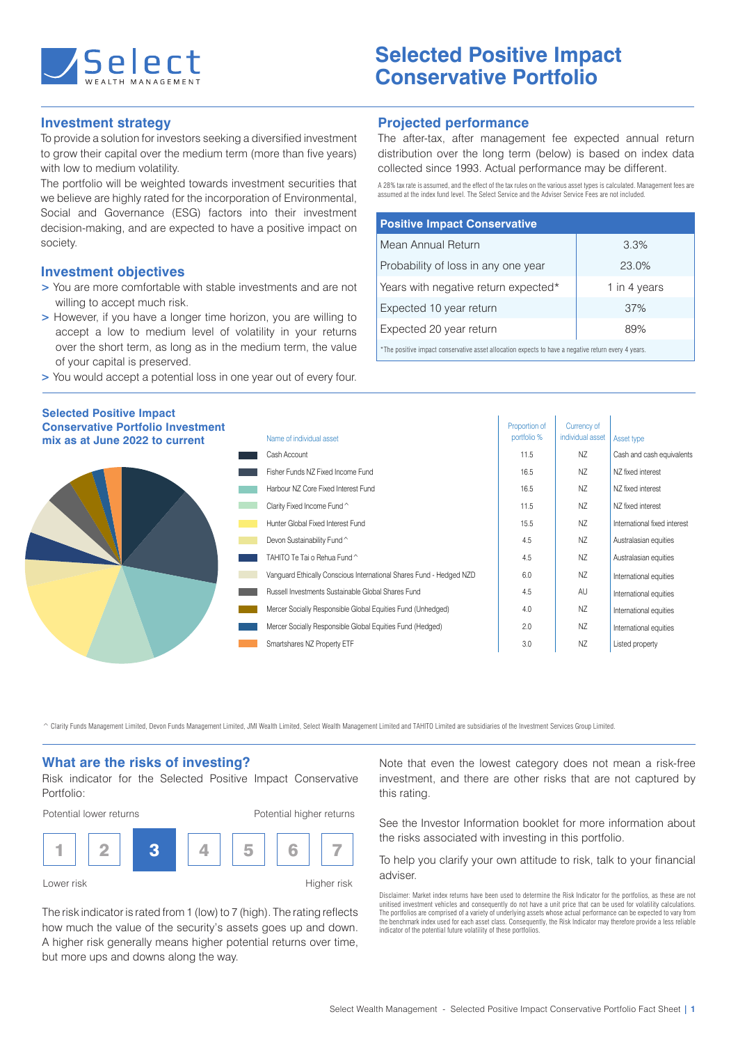# Selected Positive Impact Conservative Portfolio

## Investment strategy

To provide a solution for investors seeking a diversified investment to grow their capital over the medium term (more than five years) with low to medium volatility.

The portfolio will be weighted towards investment securities that we believe are highly rated for the incorporation of Environmental, Social and Governance (ESG) factors into their investment decision-making, and are expected to have a positive impact on society.

## Investment objectives

- You are more comfortable with stable investments and are not willing to accept much risk.
- However, if you have a longer time horizon, you are willing to accept a low to medium level of volatility in your returns over the short term, as long as in the medium term, the value of your capital is preserved.
- You would accept a potential loss in one year out of every four.

## Projected performance

The after-tax, after management fee expected annual return distribution over the long term (below) is based on index data collected since 1993. Actual performance may be different.

A 28% tax rate is assumed, and the effect of the tax rules on the various asset types is calculated. Management fees are assumed at the index fund level. The Select Service and the Adviser Service Fees are not included.

| Positive Impact Conservative | |
|---|---|
| Mean Annual Return | 3.3% |
| Probability of loss in any one year | 23.0% |
| Years with negative return expected* | 1 in 4 years |
| Expected 10 year return | 37% |
| Expected 20 year return | 89% |

*The positive impact conservative asset allocation expects to have a negative return every 4 years.

## Selected Positive Impact Conservative Portfolio Investment mix as at June 2022 to current

| Name of individual asset | Proportion of portfolio % | Currency of individual asset | Asset type |
|---|---|---|---|
| Cash Account | 11.5 | NZ | Cash and cash equivalents |
| Fisher Funds NZ Fixed Income Fund | 16.5 | NZ | NZ fixed interest |
| Harbour NZ Core Fixed Interest Fund | 16.5 | NZ | NZ fixed interest |
| Clarity Fixed Income Fund ^ | 11.5 | NZ | NZ fixed interest |
| Hunter Global Fixed Interest Fund | 15.5 | NZ | International fixed interest |
| Devon Sustainability Fund ^ | 4.5 | NZ | Australasian equities |
| TAHITO Te Tai o Rehua Fund ^ | 4.5 | NZ | Australasian equities |
| Vanguard Ethically Conscious International Shares Fund - Hedged NZD | 6.0 | NZ | International equities |
| Russell Investments Sustainable Global Shares Fund | 4.5 | AU | International equities |
| Mercer Socially Responsible Global Equities Fund (Unhedged) | 4.0 | NZ | International equities |
| Mercer Socially Responsible Global Equities Fund (Hedged) | 2.0 | NZ | International equities |
| Smartshares NZ Property ETF | 3.0 | NZ | Listed property |

^ Clarity Funds Management Limited, Devon Funds Management Limited, JMI Wealth Limited, Select Wealth Management Limited and TAHITO Limited are subsidiaries of the Investment Services Group Limited.

## What are the risks of investing?

Risk indicator for the Selected Positive Impact Conservative Portfolio:

Potential lower returns — Potential higher returns

| 1 | 2 | **3** | 4 | 5 | 6 | 7 |
|---|---|---|---|---|---|---|

Lower risk — Higher risk

The risk indicator is rated from 1 (low) to 7 (high). The rating reflects how much the value of the security's assets goes up and down. A higher risk generally means higher potential returns over time, but more ups and downs along the way.

Note that even the lowest category does not mean a risk-free investment, and there are other risks that are not captured by this rating.

See the Investor Information booklet for more information about the risks associated with investing in this portfolio.

To help you clarify your own attitude to risk, talk to your financial adviser.

Disclaimer: Market index returns have been used to determine the Risk Indicator for the portfolios, as these are not unitised investment vehicles and consequently do not have a unit price that can be used for volatility calculations. The portfolios are comprised of a variety of underlying assets whose actual performance can be expected to vary from the benchmark index used for each asset class. Consequently, the Risk Indicator may therefore provide a less reliable indicator of the potential future volatility of these portfolios.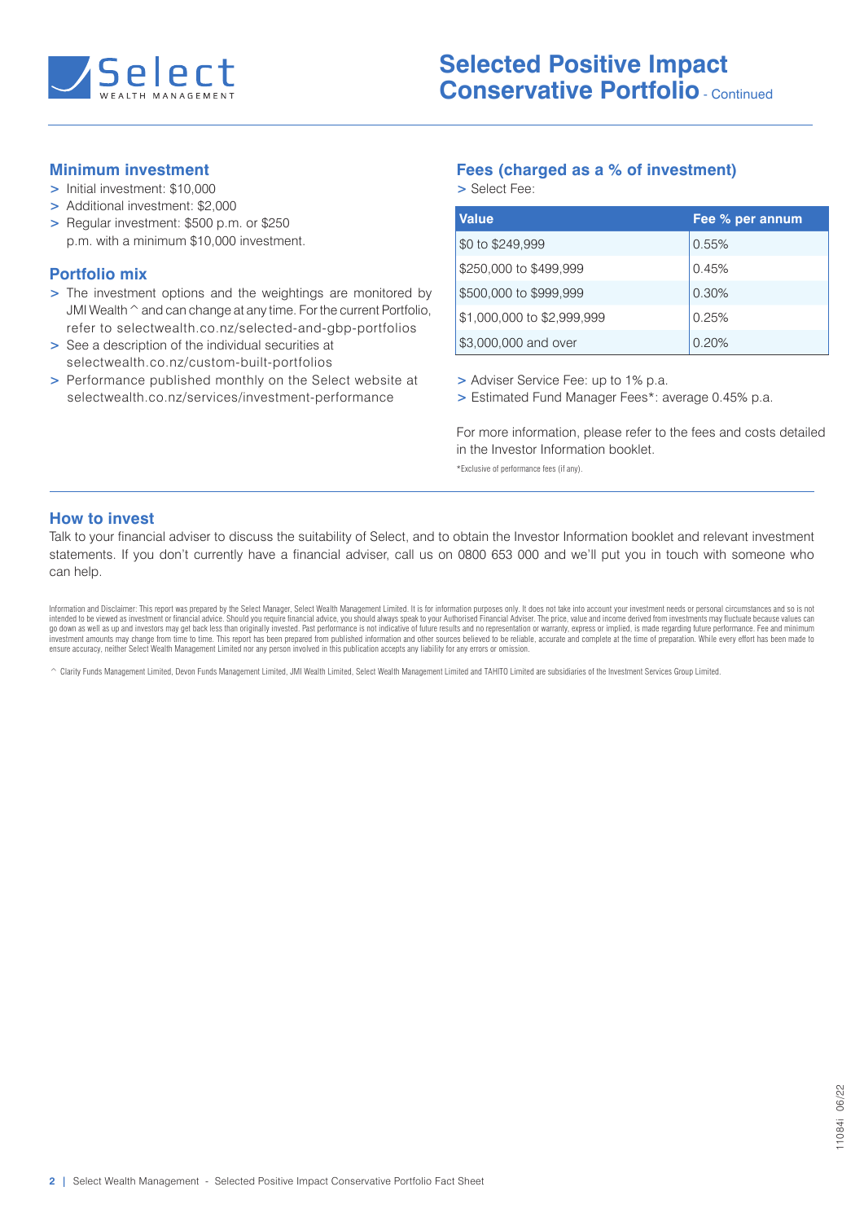# Selected Positive Impact Conservative Portfolio - Continued

## Minimum investment

> Initial investment: $10,000
> Additional investment: $2,000
> Regular investment: $500 p.m. or $250 p.m. with a minimum $10,000 investment.

## Portfolio mix

> The investment options and the weightings are monitored by JMI Wealth ^ and can change at any time. For the current Portfolio, refer to selectwealth.co.nz/selected-and-gbp-portfolios
> See a description of the individual securities at selectwealth.co.nz/custom-built-portfolios
> Performance published monthly on the Select website at selectwealth.co.nz/services/investment-performance

## Fees (charged as a % of investment)

> Select Fee:

| Value | Fee % per annum |
| --- | --- |
| $0 to $249,999 | 0.55% |
| $250,000 to $499,999 | 0.45% |
| $500,000 to $999,999 | 0.30% |
| $1,000,000 to $2,999,999 | 0.25% |
| $3,000,000 and over | 0.20% |

> Adviser Service Fee: up to 1% p.a.
> Estimated Fund Manager Fees*: average 0.45% p.a.

For more information, please refer to the fees and costs detailed in the Investor Information booklet.

*Exclusive of performance fees (if any).

## How to invest

Talk to your financial adviser to discuss the suitability of Select, and to obtain the Investor Information booklet and relevant investment statements. If you don't currently have a financial adviser, call us on 0800 653 000 and we'll put you in touch with someone who can help.

Information and Disclaimer: This report was prepared by the Select Manager, Select Wealth Management Limited. It is for information purposes only. It does not take into account your investment needs or personal circumstances and so is not intended to be viewed as investment or financial advice. Should you require financial advice, you should always speak to your Authorised Financial Adviser. The price, value and income derived from investments may fluctuate because values can go down as well as up and investors may get back less than originally invested. Past performance is not indicative of future results and no representation or warranty, express or implied, is made regarding future performance. Fee and minimum investment amounts may change from time to time. This report has been prepared from published information and other sources believed to be reliable, accurate and complete at the time of preparation. While every effort has been made to ensure accuracy, neither Select Wealth Management Limited nor any person involved in this publication accepts any liability for any errors or omission.

^ Clarity Funds Management Limited, Devon Funds Management Limited, JMI Wealth Limited, Select Wealth Management Limited and TAHITO Limited are subsidiaries of the Investment Services Group Limited.

11084i 06/22